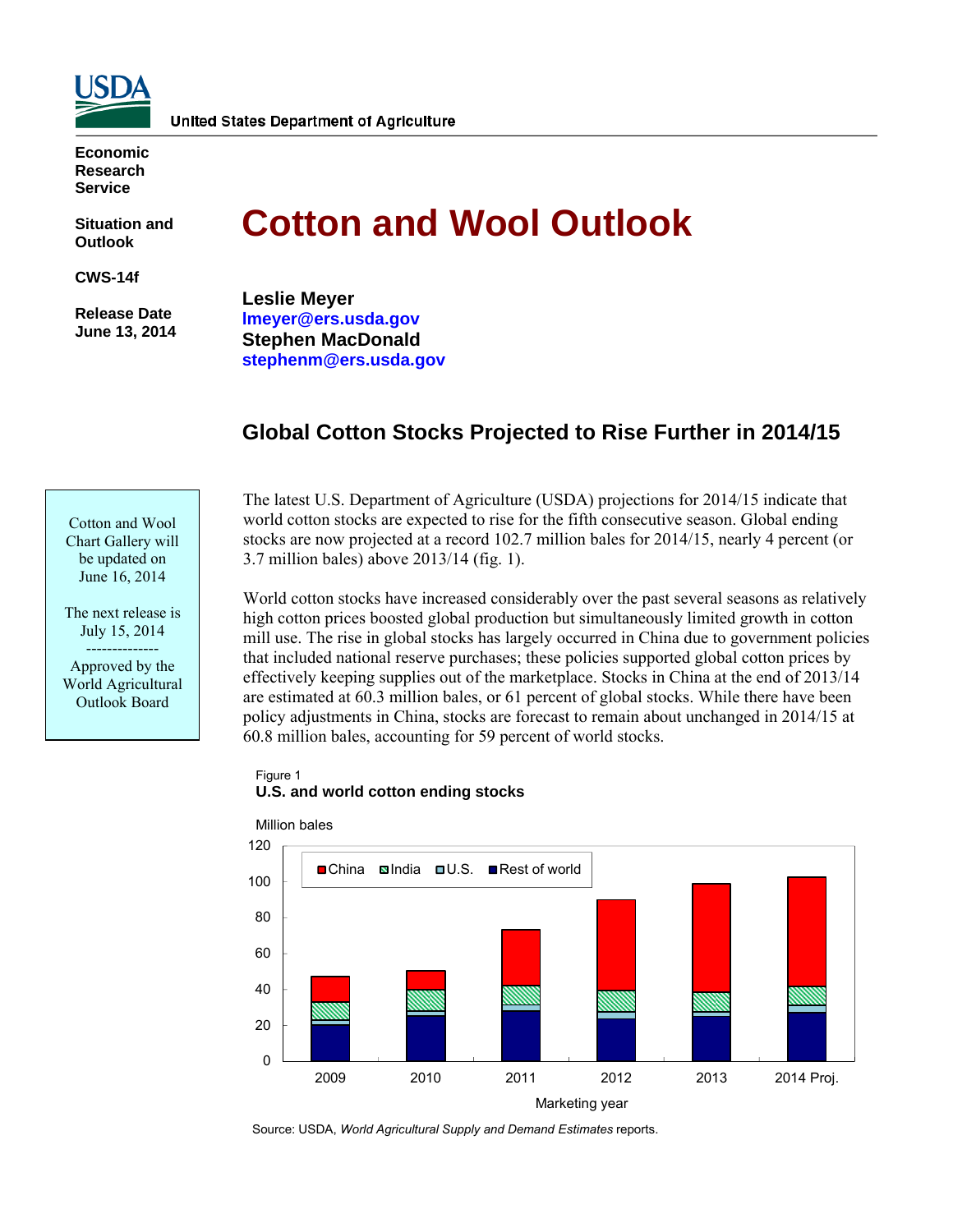United States Department of Agriculture

**Economic Research Service**

**Situation and Outlook**

**CWS-14f**

**Release Date June 13, 2014**

# Cotton and Wool Outlook

**Leslie Meyer**
lmeyer@ers.usda.gov
**Stephen MacDonald**
stephenm@ers.usda.gov

## Global Cotton Stocks Projected to Rise Further in 2014/15

Cotton and Wool Chart Gallery will be updated on June 16, 2014

The next release is July 15, 2014

--------------

Approved by the World Agricultural Outlook Board

The latest U.S. Department of Agriculture (USDA) projections for 2014/15 indicate that world cotton stocks are expected to rise for the fifth consecutive season. Global ending stocks are now projected at a record 102.7 million bales for 2014/15, nearly 4 percent (or 3.7 million bales) above 2013/14 (fig. 1).

World cotton stocks have increased considerably over the past several seasons as relatively high cotton prices boosted global production but simultaneously limited growth in cotton mill use. The rise in global stocks has largely occurred in China due to government policies that included national reserve purchases; these policies supported global cotton prices by effectively keeping supplies out of the marketplace. Stocks in China at the end of 2013/14 are estimated at 60.3 million bales, or 61 percent of global stocks. While there have been policy adjustments in China, stocks are forecast to remain about unchanged in 2014/15 at 60.8 million bales, accounting for 59 percent of world stocks.

Figure 1
**U.S. and world cotton ending stocks**

Million bales

Legend: China, India, U.S., Rest of world

Marketing year: 2009, 2010, 2011, 2012, 2013, 2014 Proj.

Source: USDA, *World Agricultural Supply and Demand Estimates* reports.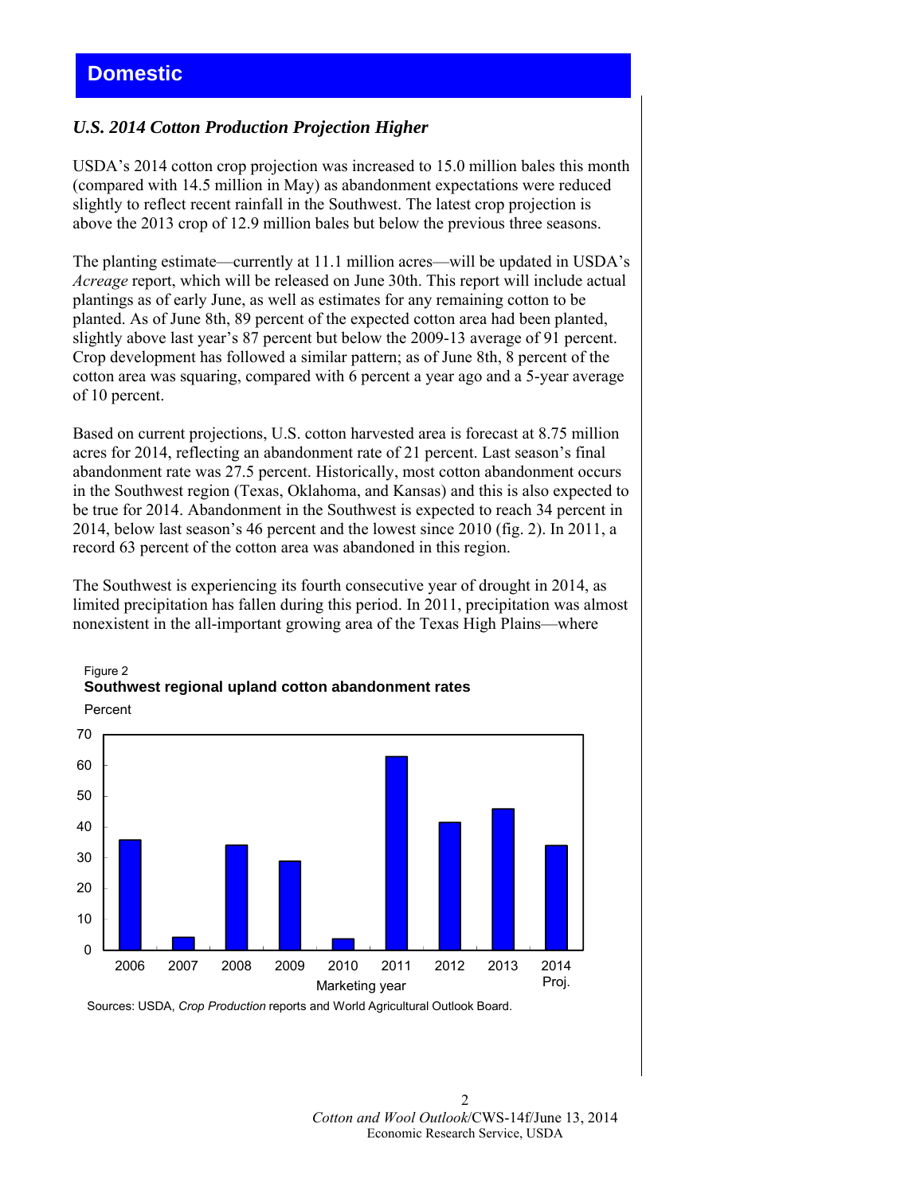# Domestic

### *U.S. 2014 Cotton Production Projection Higher*

USDA's 2014 cotton crop projection was increased to 15.0 million bales this month (compared with 14.5 million in May) as abandonment expectations were reduced slightly to reflect recent rainfall in the Southwest. The latest crop projection is above the 2013 crop of 12.9 million bales but below the previous three seasons.

The planting estimate—currently at 11.1 million acres—will be updated in USDA's *Acreage* report, which will be released on June 30th. This report will include actual plantings as of early June, as well as estimates for any remaining cotton to be planted. As of June 8th, 89 percent of the expected cotton area had been planted, slightly above last year's 87 percent but below the 2009-13 average of 91 percent. Crop development has followed a similar pattern; as of June 8th, 8 percent of the cotton area was squaring, compared with 6 percent a year ago and a 5-year average of 10 percent.

Based on current projections, U.S. cotton harvested area is forecast at 8.75 million acres for 2014, reflecting an abandonment rate of 21 percent. Last season's final abandonment rate was 27.5 percent. Historically, most cotton abandonment occurs in the Southwest region (Texas, Oklahoma, and Kansas) and this is also expected to be true for 2014. Abandonment in the Southwest is expected to reach 34 percent in 2014, below last season's 46 percent and the lowest since 2010 (fig. 2). In 2011, a record 63 percent of the cotton area was abandoned in this region.

The Southwest is experiencing its fourth consecutive year of drought in 2014, as limited precipitation has fallen during this period. In 2011, precipitation was almost nonexistent in the all-important growing area of the Texas High Plains—where

Figure 2
**Southwest regional upland cotton abandonment rates**

Percent

| Marketing year | Percent |
|---|---|
| 2006 | 36 |
| 2007 | 4 |
| 2008 | 34 |
| 2009 | 29 |
| 2010 | 4 |
| 2011 | 63 |
| 2012 | 42 |
| 2013 | 46 |
| 2014 Proj. | 34 |

Sources: USDA, *Crop Production* reports and World Agricultural Outlook Board.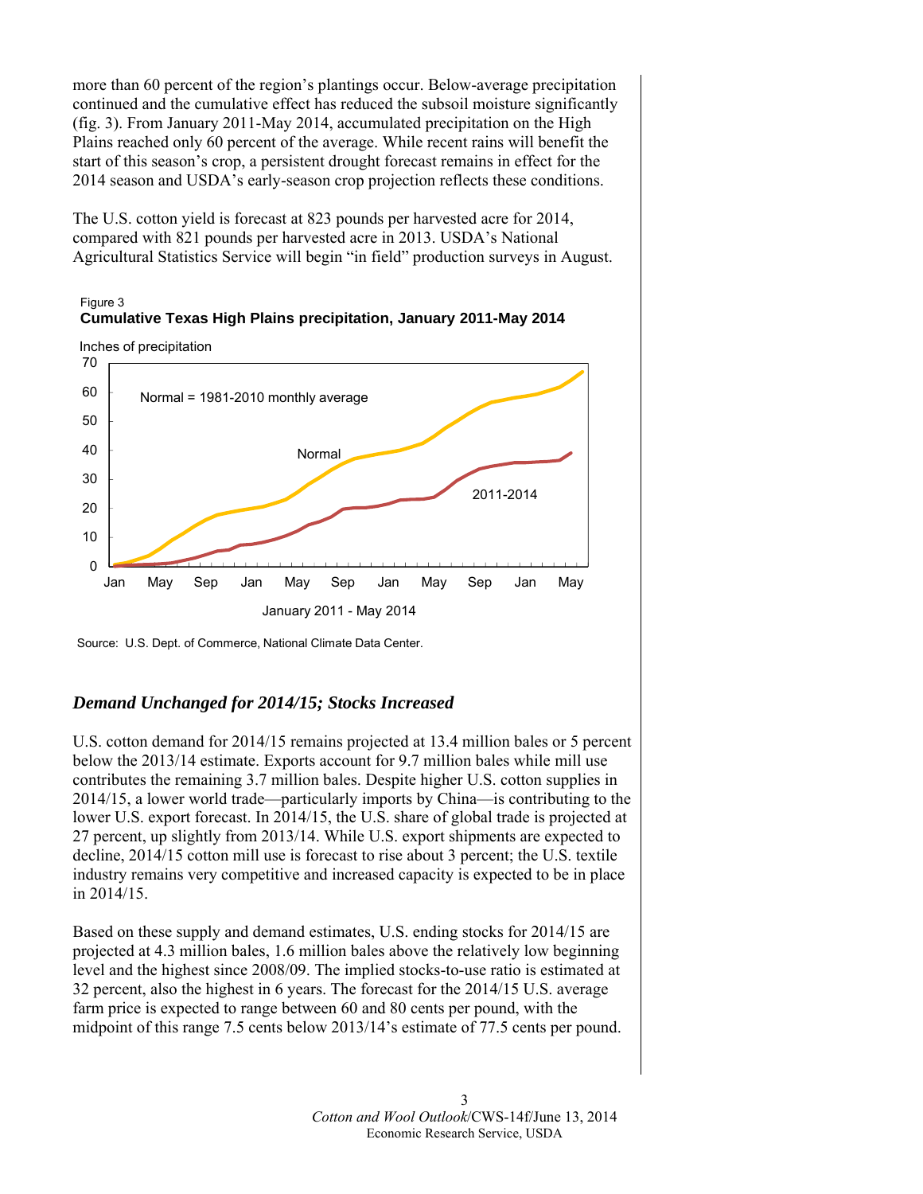more than 60 percent of the region's plantings occur. Below-average precipitation continued and the cumulative effect has reduced the subsoil moisture significantly (fig. 3). From January 2011-May 2014, accumulated precipitation on the High Plains reached only 60 percent of the average. While recent rains will benefit the start of this season's crop, a persistent drought forecast remains in effect for the 2014 season and USDA's early-season crop projection reflects these conditions.

The U.S. cotton yield is forecast at 823 pounds per harvested acre for 2014, compared with 821 pounds per harvested acre in 2013. USDA's National Agricultural Statistics Service will begin "in field" production surveys in August.

Figure 3
**Cumulative Texas High Plains precipitation, January 2011-May 2014**

Inches of precipitation

Normal = 1981-2010 monthly average

Normal

2011-2014

January 2011 - May 2014

Source: U.S. Dept. of Commerce, National Climate Data Center.

## *Demand Unchanged for 2014/15; Stocks Increased*

U.S. cotton demand for 2014/15 remains projected at 13.4 million bales or 5 percent below the 2013/14 estimate. Exports account for 9.7 million bales while mill use contributes the remaining 3.7 million bales. Despite higher U.S. cotton supplies in 2014/15, a lower world trade—particularly imports by China—is contributing to the lower U.S. export forecast. In 2014/15, the U.S. share of global trade is projected at 27 percent, up slightly from 2013/14. While U.S. export shipments are expected to decline, 2014/15 cotton mill use is forecast to rise about 3 percent; the U.S. textile industry remains very competitive and increased capacity is expected to be in place in 2014/15.

Based on these supply and demand estimates, U.S. ending stocks for 2014/15 are projected at 4.3 million bales, 1.6 million bales above the relatively low beginning level and the highest since 2008/09. The implied stocks-to-use ratio is estimated at 32 percent, also the highest in 6 years. The forecast for the 2014/15 U.S. average farm price is expected to range between 60 and 80 cents per pound, with the midpoint of this range 7.5 cents below 2013/14's estimate of 77.5 cents per pound.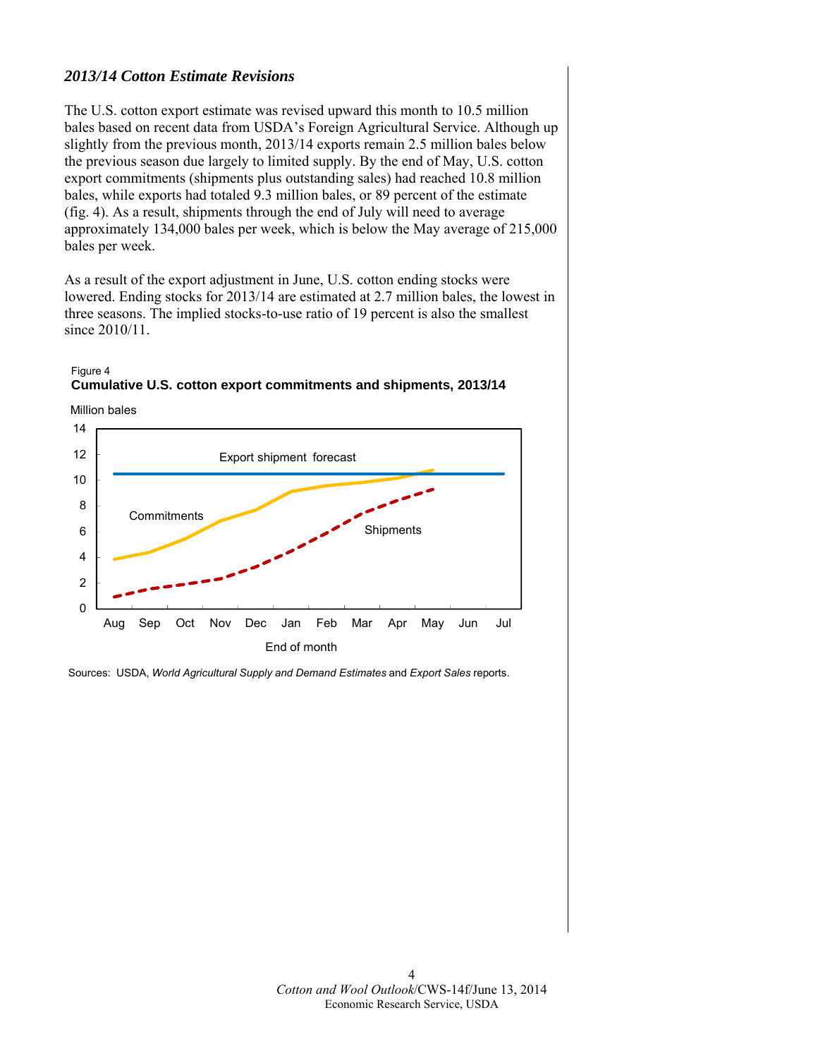### *2013/14 Cotton Estimate Revisions*

The U.S. cotton export estimate was revised upward this month to 10.5 million bales based on recent data from USDA's Foreign Agricultural Service. Although up slightly from the previous month, 2013/14 exports remain 2.5 million bales below the previous season due largely to limited supply. By the end of May, U.S. cotton export commitments (shipments plus outstanding sales) had reached 10.8 million bales, while exports had totaled 9.3 million bales, or 89 percent of the estimate (fig. 4). As a result, shipments through the end of July will need to average approximately 134,000 bales per week, which is below the May average of 215,000 bales per week.

As a result of the export adjustment in June, U.S. cotton ending stocks were lowered. Ending stocks for 2013/14 are estimated at 2.7 million bales, the lowest in three seasons. The implied stocks-to-use ratio of 19 percent is also the smallest since 2010/11.

Figure 4
**Cumulative U.S. cotton export commitments and shipments, 2013/14**

Sources: USDA, *World Agricultural Supply and Demand Estimates* and *Export Sales* reports.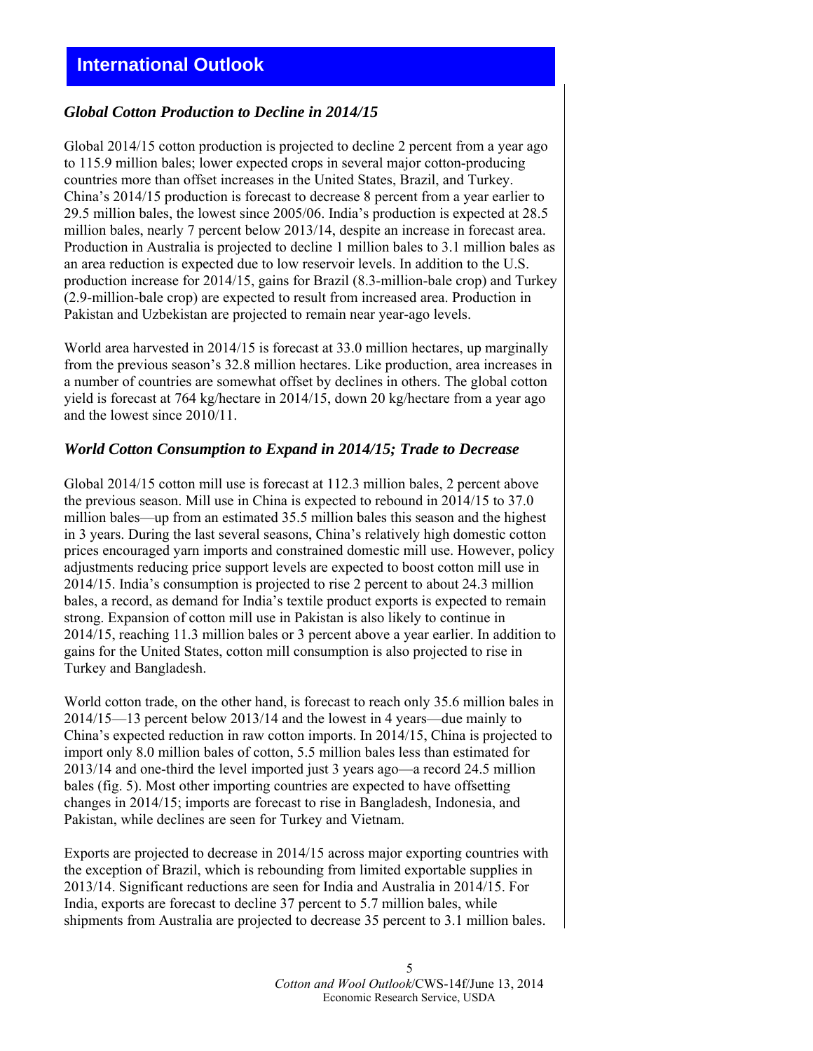# International Outlook

### *Global Cotton Production to Decline in 2014/15*

Global 2014/15 cotton production is projected to decline 2 percent from a year ago to 115.9 million bales; lower expected crops in several major cotton-producing countries more than offset increases in the United States, Brazil, and Turkey. China's 2014/15 production is forecast to decrease 8 percent from a year earlier to 29.5 million bales, the lowest since 2005/06. India's production is expected at 28.5 million bales, nearly 7 percent below 2013/14, despite an increase in forecast area. Production in Australia is projected to decline 1 million bales to 3.1 million bales as an area reduction is expected due to low reservoir levels. In addition to the U.S. production increase for 2014/15, gains for Brazil (8.3-million-bale crop) and Turkey (2.9-million-bale crop) are expected to result from increased area. Production in Pakistan and Uzbekistan are projected to remain near year-ago levels.

World area harvested in 2014/15 is forecast at 33.0 million hectares, up marginally from the previous season's 32.8 million hectares. Like production, area increases in a number of countries are somewhat offset by declines in others. The global cotton yield is forecast at 764 kg/hectare in 2014/15, down 20 kg/hectare from a year ago and the lowest since 2010/11.

### *World Cotton Consumption to Expand in 2014/15; Trade to Decrease*

Global 2014/15 cotton mill use is forecast at 112.3 million bales, 2 percent above the previous season. Mill use in China is expected to rebound in 2014/15 to 37.0 million bales—up from an estimated 35.5 million bales this season and the highest in 3 years. During the last several seasons, China's relatively high domestic cotton prices encouraged yarn imports and constrained domestic mill use. However, policy adjustments reducing price support levels are expected to boost cotton mill use in 2014/15. India's consumption is projected to rise 2 percent to about 24.3 million bales, a record, as demand for India's textile product exports is expected to remain strong. Expansion of cotton mill use in Pakistan is also likely to continue in 2014/15, reaching 11.3 million bales or 3 percent above a year earlier. In addition to gains for the United States, cotton mill consumption is also projected to rise in Turkey and Bangladesh.

World cotton trade, on the other hand, is forecast to reach only 35.6 million bales in 2014/15—13 percent below 2013/14 and the lowest in 4 years—due mainly to China's expected reduction in raw cotton imports. In 2014/15, China is projected to import only 8.0 million bales of cotton, 5.5 million bales less than estimated for 2013/14 and one-third the level imported just 3 years ago—a record 24.5 million bales (fig. 5). Most other importing countries are expected to have offsetting changes in 2014/15; imports are forecast to rise in Bangladesh, Indonesia, and Pakistan, while declines are seen for Turkey and Vietnam.

Exports are projected to decrease in 2014/15 across major exporting countries with the exception of Brazil, which is rebounding from limited exportable supplies in 2013/14. Significant reductions are seen for India and Australia in 2014/15. For India, exports are forecast to decline 37 percent to 5.7 million bales, while shipments from Australia are projected to decrease 35 percent to 3.1 million bales.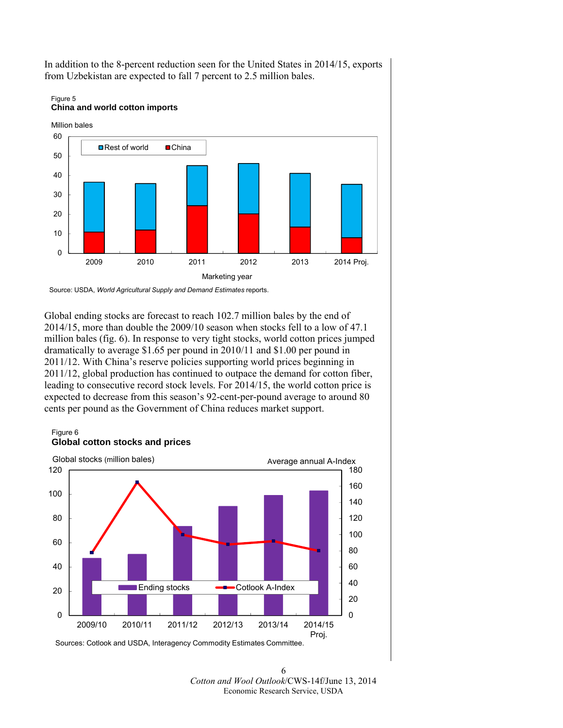In addition to the 8-percent reduction seen for the United States in 2014/15, exports from Uzbekistan are expected to fall 7 percent to 2.5 million bales.

Figure 5
**China and world cotton imports**

Source: USDA, *World Agricultural Supply and Demand Estimates* reports.

Global ending stocks are forecast to reach 102.7 million bales by the end of 2014/15, more than double the 2009/10 season when stocks fell to a low of 47.1 million bales (fig. 6). In response to very tight stocks, world cotton prices jumped dramatically to average $1.65 per pound in 2010/11 and $1.00 per pound in 2011/12. With China's reserve policies supporting world prices beginning in 2011/12, global production has continued to outpace the demand for cotton fiber, leading to consecutive record stock levels. For 2014/15, the world cotton price is expected to decrease from this season's 92-cent-per-pound average to around 80 cents per pound as the Government of China reduces market support.

Figure 6
**Global cotton stocks and prices**

Sources: Cotlook and USDA, Interagency Commodity Estimates Committee.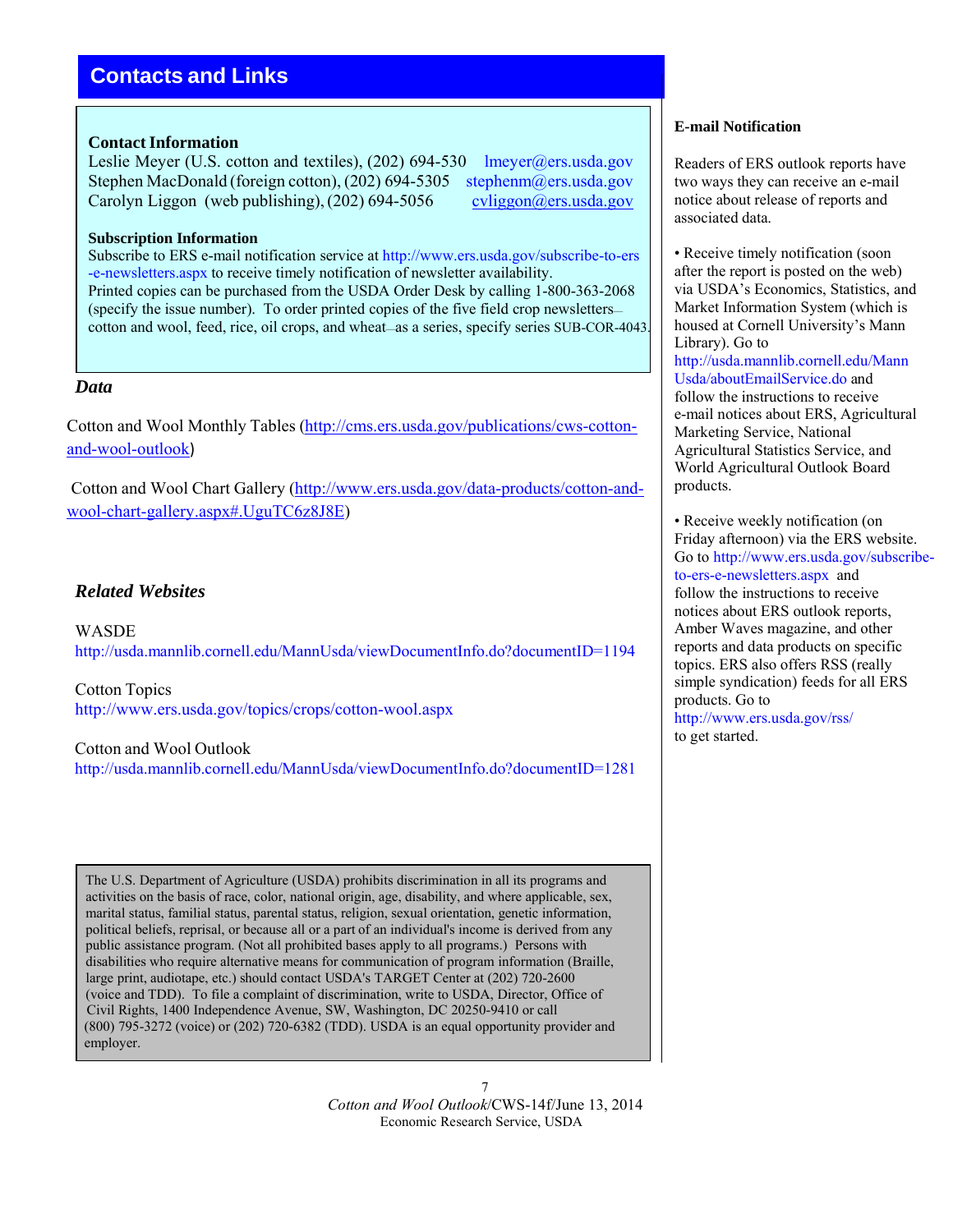## Contacts and Links

### Contact Information

Leslie Meyer (U.S. cotton and textiles), (202) 694-530 lmeyer@ers.usda.gov
Stephen MacDonald (foreign cotton), (202) 694-5305 stephenm@ers.usda.gov
Carolyn Liggon (web publishing), (202) 694-5056 cvliggon@ers.usda.gov

### Subscription Information

Subscribe to ERS e-mail notification service at http://www.ers.usda.gov/subscribe-to-ers-e-newsletters.aspx to receive timely notification of newsletter availability.
Printed copies can be purchased from the USDA Order Desk by calling 1-800-363-2068 (specify the issue number). To order printed copies of the five field crop newsletters—cotton and wool, feed, rice, oil crops, and wheat—as a series, specify series SUB-COR-4043.

### *Data*

Cotton and Wool Monthly Tables (http://cms.ers.usda.gov/publications/cws-cotton-and-wool-outlook)

Cotton and Wool Chart Gallery (http://www.ers.usda.gov/data-products/cotton-and-wool-chart-gallery.aspx#.UguTC6z8J8E)

### *Related Websites*

WASDE
http://usda.mannlib.cornell.edu/MannUsda/viewDocumentInfo.do?documentID=1194

Cotton Topics
http://www.ers.usda.gov/topics/crops/cotton-wool.aspx

Cotton and Wool Outlook
http://usda.mannlib.cornell.edu/MannUsda/viewDocumentInfo.do?documentID=1281

### E-mail Notification

Readers of ERS outlook reports have two ways they can receive an e-mail notice about release of reports and associated data.

- Receive timely notification (soon after the report is posted on the web) via USDA's Economics, Statistics, and Market Information System (which is housed at Cornell University's Mann Library). Go to http://usda.mannlib.cornell.edu/MannUsda/aboutEmailService.do and follow the instructions to receive e-mail notices about ERS, Agricultural Marketing Service, National Agricultural Statistics Service, and World Agricultural Outlook Board products.

- Receive weekly notification (on Friday afternoon) via the ERS website. Go to http://www.ers.usda.gov/subscribe-to-ers-e-newsletters.aspx and follow the instructions to receive notices about ERS outlook reports, Amber Waves magazine, and other reports and data products on specific topics. ERS also offers RSS (really simple syndication) feeds for all ERS products. Go to http://www.ers.usda.gov/rss/ to get started.

The U.S. Department of Agriculture (USDA) prohibits discrimination in all its programs and activities on the basis of race, color, national origin, age, disability, and where applicable, sex, marital status, familial status, parental status, religion, sexual orientation, genetic information, political beliefs, reprisal, or because all or a part of an individual's income is derived from any public assistance program. (Not all prohibited bases apply to all programs.) Persons with disabilities who require alternative means for communication of program information (Braille, large print, audiotape, etc.) should contact USDA's TARGET Center at (202) 720-2600 (voice and TDD). To file a complaint of discrimination, write to USDA, Director, Office of Civil Rights, 1400 Independence Avenue, SW, Washington, DC 20250-9410 or call (800) 795-3272 (voice) or (202) 720-6382 (TDD). USDA is an equal opportunity provider and employer.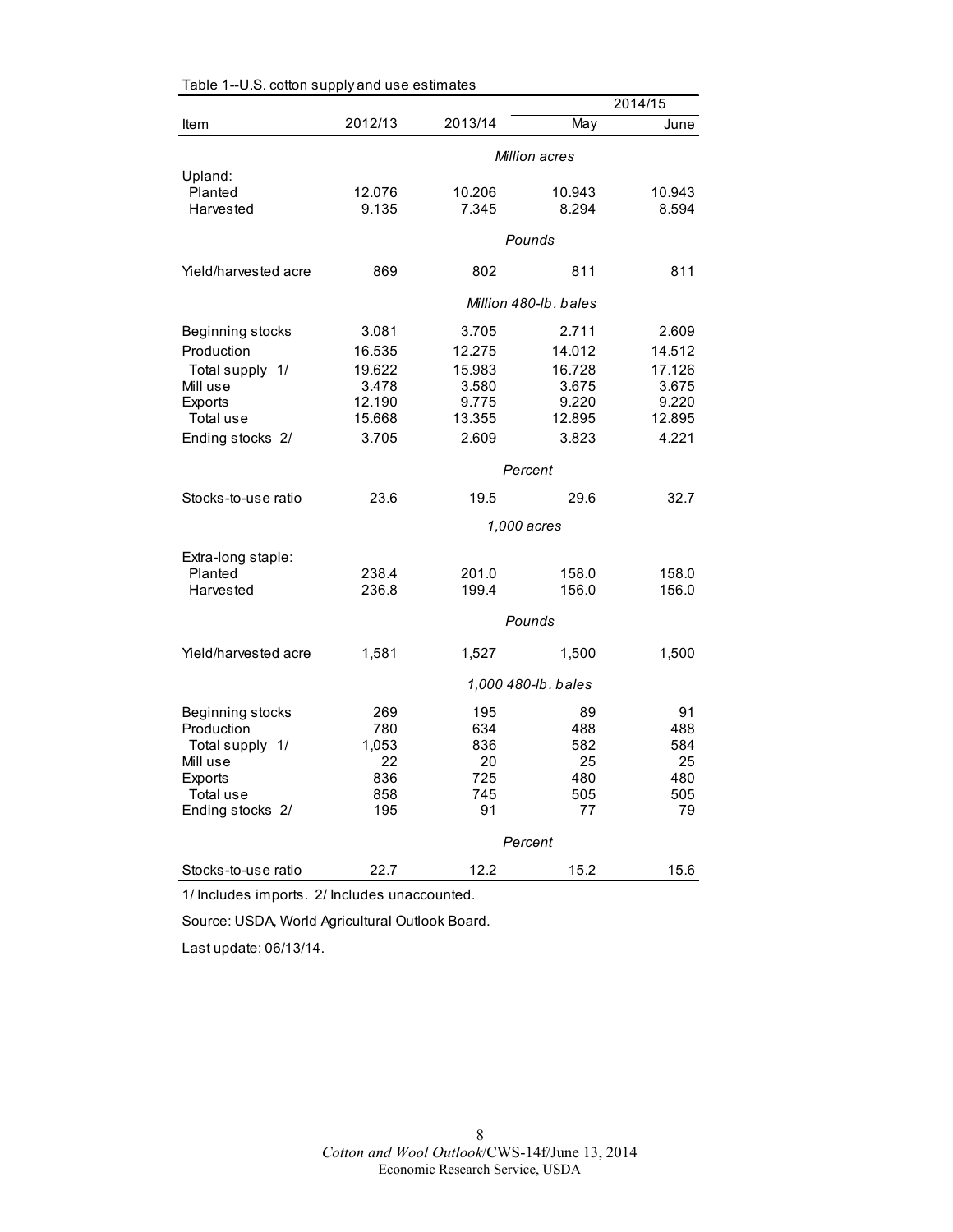Table 1--U.S. cotton supply and use estimates

| Item | 2012/13 | 2013/14 | 2014/15 May | 2014/15 June |
|---|---|---|---|---|
| | | *Million acres* | | |
| Upland: | | | | |
| Planted | 12.076 | 10.206 | 10.943 | 10.943 |
| Harvested | 9.135 | 7.345 | 8.294 | 8.594 |
| | | *Pounds* | | |
| Yield/harvested acre | 869 | 802 | 811 | 811 |
| | | *Million 480-lb. bales* | | |
| Beginning stocks | 3.081 | 3.705 | 2.711 | 2.609 |
| Production | 16.535 | 12.275 | 14.012 | 14.512 |
| Total supply 1/ | 19.622 | 15.983 | 16.728 | 17.126 |
| Mill use | 3.478 | 3.580 | 3.675 | 3.675 |
| Exports | 12.190 | 9.775 | 9.220 | 9.220 |
| Total use | 15.668 | 13.355 | 12.895 | 12.895 |
| Ending stocks 2/ | 3.705 | 2.609 | 3.823 | 4.221 |
| | | *Percent* | | |
| Stocks-to-use ratio | 23.6 | 19.5 | 29.6 | 32.7 |
| | | *1,000 acres* | | |
| Extra-long staple: | | | | |
| Planted | 238.4 | 201.0 | 158.0 | 158.0 |
| Harvested | 236.8 | 199.4 | 156.0 | 156.0 |
| | | *Pounds* | | |
| Yield/harvested acre | 1,581 | 1,527 | 1,500 | 1,500 |
| | | *1,000 480-lb. bales* | | |
| Beginning stocks | 269 | 195 | 89 | 91 |
| Production | 780 | 634 | 488 | 488 |
| Total supply 1/ | 1,053 | 836 | 582 | 584 |
| Mill use | 22 | 20 | 25 | 25 |
| Exports | 836 | 725 | 480 | 480 |
| Total use | 858 | 745 | 505 | 505 |
| Ending stocks 2/ | 195 | 91 | 77 | 79 |
| | | *Percent* | | |
| Stocks-to-use ratio | 22.7 | 12.2 | 15.2 | 15.6 |

1/ Includes imports. 2/ Includes unaccounted.

Source: USDA, World Agricultural Outlook Board.

Last update: 06/13/14.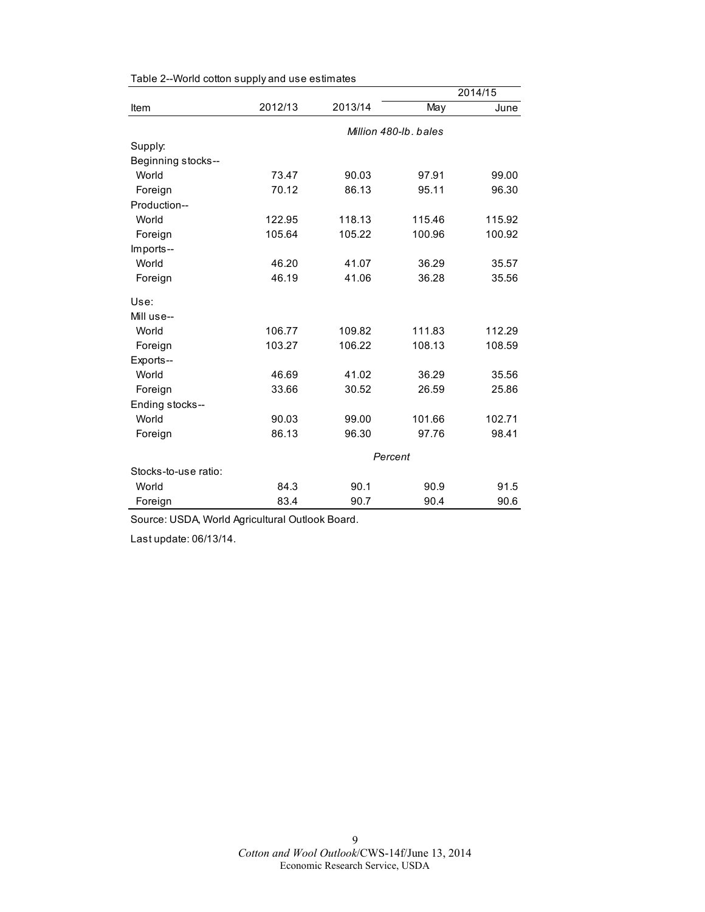Table 2--World cotton supply and use estimates

| Item | 2012/13 | 2013/14 | 2014/15 | |
|---|---|---|---|---|
| | | | May | June |
| | | Million 480-lb. bales | | |
| Supply: | | | | |
| Beginning stocks-- | | | | |
| World | 73.47 | 90.03 | 97.91 | 99.00 |
| Foreign | 70.12 | 86.13 | 95.11 | 96.30 |
| Production-- | | | | |
| World | 122.95 | 118.13 | 115.46 | 115.92 |
| Foreign | 105.64 | 105.22 | 100.96 | 100.92 |
| Imports-- | | | | |
| World | 46.20 | 41.07 | 36.29 | 35.57 |
| Foreign | 46.19 | 41.06 | 36.28 | 35.56 |
| Use: | | | | |
| Mill use-- | | | | |
| World | 106.77 | 109.82 | 111.83 | 112.29 |
| Foreign | 103.27 | 106.22 | 108.13 | 108.59 |
| Exports-- | | | | |
| World | 46.69 | 41.02 | 36.29 | 35.56 |
| Foreign | 33.66 | 30.52 | 26.59 | 25.86 |
| Ending stocks-- | | | | |
| World | 90.03 | 99.00 | 101.66 | 102.71 |
| Foreign | 86.13 | 96.30 | 97.76 | 98.41 |
| | | Percent | | |
| Stocks-to-use ratio: | | | | |
| World | 84.3 | 90.1 | 90.9 | 91.5 |
| Foreign | 83.4 | 90.7 | 90.4 | 90.6 |

Source: USDA, World Agricultural Outlook Board.

Last update: 06/13/14.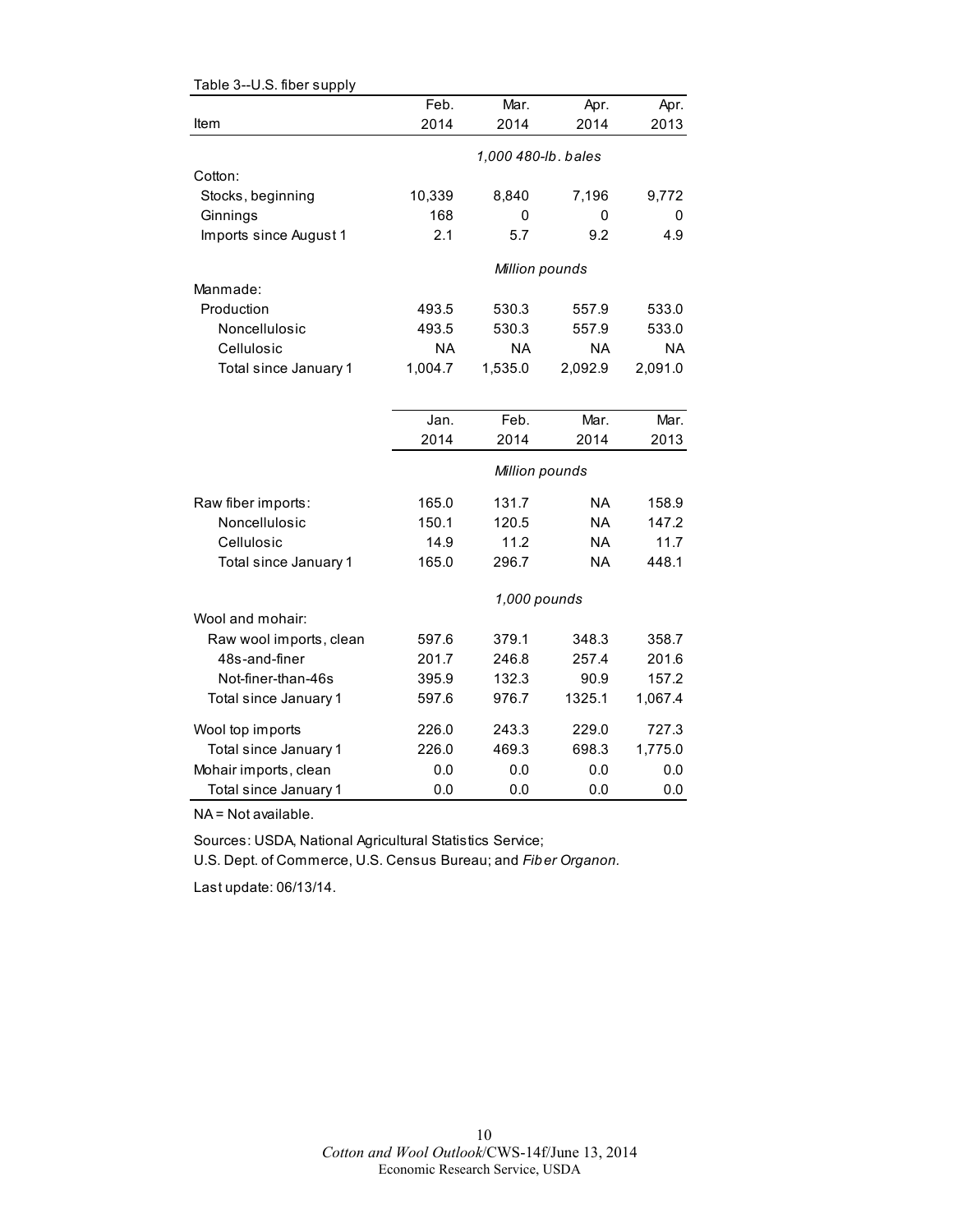Table 3--U.S. fiber supply

| Item | Feb. 2014 | Mar. 2014 | Apr. 2014 | Apr. 2013 |
|---|---|---|---|---|
| | *1,000 480-lb. bales* | | | |
| Cotton: | | | | |
| Stocks, beginning | 10,339 | 8,840 | 7,196 | 9,772 |
| Ginnings | 168 | 0 | 0 | 0 |
| Imports since August 1 | 2.1 | 5.7 | 9.2 | 4.9 |
| | *Million pounds* | | | |
| Manmade: | | | | |
| Production | 493.5 | 530.3 | 557.9 | 533.0 |
| Noncellulosic | 493.5 | 530.3 | 557.9 | 533.0 |
| Cellulosic | NA | NA | NA | NA |
| Total since January 1 | 1,004.7 | 1,535.0 | 2,092.9 | 2,091.0 |

| Item | Jan. 2014 | Feb. 2014 | Mar. 2014 | Mar. 2013 |
|---|---|---|---|---|
| | *Million pounds* | | | |
| Raw fiber imports: | 165.0 | 131.7 | NA | 158.9 |
| Noncellulosic | 150.1 | 120.5 | NA | 147.2 |
| Cellulosic | 14.9 | 11.2 | NA | 11.7 |
| Total since January 1 | 165.0 | 296.7 | NA | 448.1 |
| | *1,000 pounds* | | | |
| Wool and mohair: | | | | |
| Raw wool imports, clean | 597.6 | 379.1 | 348.3 | 358.7 |
| 48s-and-finer | 201.7 | 246.8 | 257.4 | 201.6 |
| Not-finer-than-46s | 395.9 | 132.3 | 90.9 | 157.2 |
| Total since January 1 | 597.6 | 976.7 | 1325.1 | 1,067.4 |
| Wool top imports | 226.0 | 243.3 | 229.0 | 727.3 |
| Total since January 1 | 226.0 | 469.3 | 698.3 | 1,775.0 |
| Mohair imports, clean | 0.0 | 0.0 | 0.0 | 0.0 |
| Total since January 1 | 0.0 | 0.0 | 0.0 | 0.0 |

NA = Not available.

Sources: USDA, National Agricultural Statistics Service;
U.S. Dept. of Commerce, U.S. Census Bureau; and *Fiber Organon.*

Last update: 06/13/14.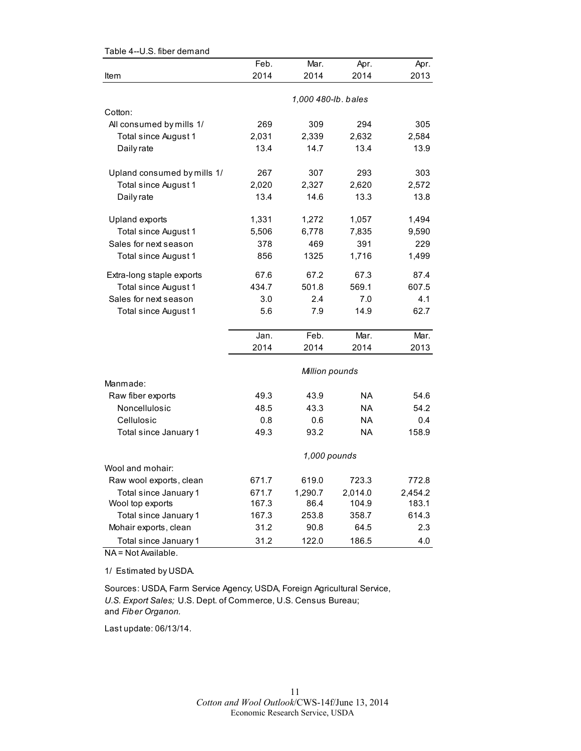Table 4--U.S. fiber demand

| Item | Feb. 2014 | Mar. 2014 | Apr. 2014 | Apr. 2013 |
|---|---|---|---|---|
| | *1,000 480-lb. bales* | | | |
| Cotton: | | | | |
| All consumed by mills 1/ | 269 | 309 | 294 | 305 |
| Total since August 1 | 2,031 | 2,339 | 2,632 | 2,584 |
| Daily rate | 13.4 | 14.7 | 13.4 | 13.9 |
| Upland consumed by mills 1/ | 267 | 307 | 293 | 303 |
| Total since August 1 | 2,020 | 2,327 | 2,620 | 2,572 |
| Daily rate | 13.4 | 14.6 | 13.3 | 13.8 |
| Upland exports | 1,331 | 1,272 | 1,057 | 1,494 |
| Total since August 1 | 5,506 | 6,778 | 7,835 | 9,590 |
| Sales for next season | 378 | 469 | 391 | 229 |
| Total since August 1 | 856 | 1325 | 1,716 | 1,499 |
| Extra-long staple exports | 67.6 | 67.2 | 67.3 | 87.4 |
| Total since August 1 | 434.7 | 501.8 | 569.1 | 607.5 |
| Sales for next season | 3.0 | 2.4 | 7.0 | 4.1 |
| Total since August 1 | 5.6 | 7.9 | 14.9 | 62.7 |
| | **Jan. 2014** | **Feb. 2014** | **Mar. 2014** | **Mar. 2013** |
| | *Million pounds* | | | |
| Manmade: | | | | |
| Raw fiber exports | 49.3 | 43.9 | NA | 54.6 |
| Noncellulosic | 48.5 | 43.3 | NA | 54.2 |
| Cellulosic | 0.8 | 0.6 | NA | 0.4 |
| Total since January 1 | 49.3 | 93.2 | NA | 158.9 |
| | *1,000 pounds* | | | |
| Wool and mohair: | | | | |
| Raw wool exports, clean | 671.7 | 619.0 | 723.3 | 772.8 |
| Total since January 1 | 671.7 | 1,290.7 | 2,014.0 | 2,454.2 |
| Wool top exports | 167.3 | 86.4 | 104.9 | 183.1 |
| Total since January 1 | 167.3 | 253.8 | 358.7 | 614.3 |
| Mohair exports, clean | 31.2 | 90.8 | 64.5 | 2.3 |
| Total since January 1 | 31.2 | 122.0 | 186.5 | 4.0 |

NA = Not Available.

1/ Estimated by USDA.

Sources: USDA, Farm Service Agency; USDA, Foreign Agricultural Service, *U.S. Export Sales;* U.S. Dept. of Commerce, U.S. Census Bureau; and *Fiber Organon.*

Last update: 06/13/14.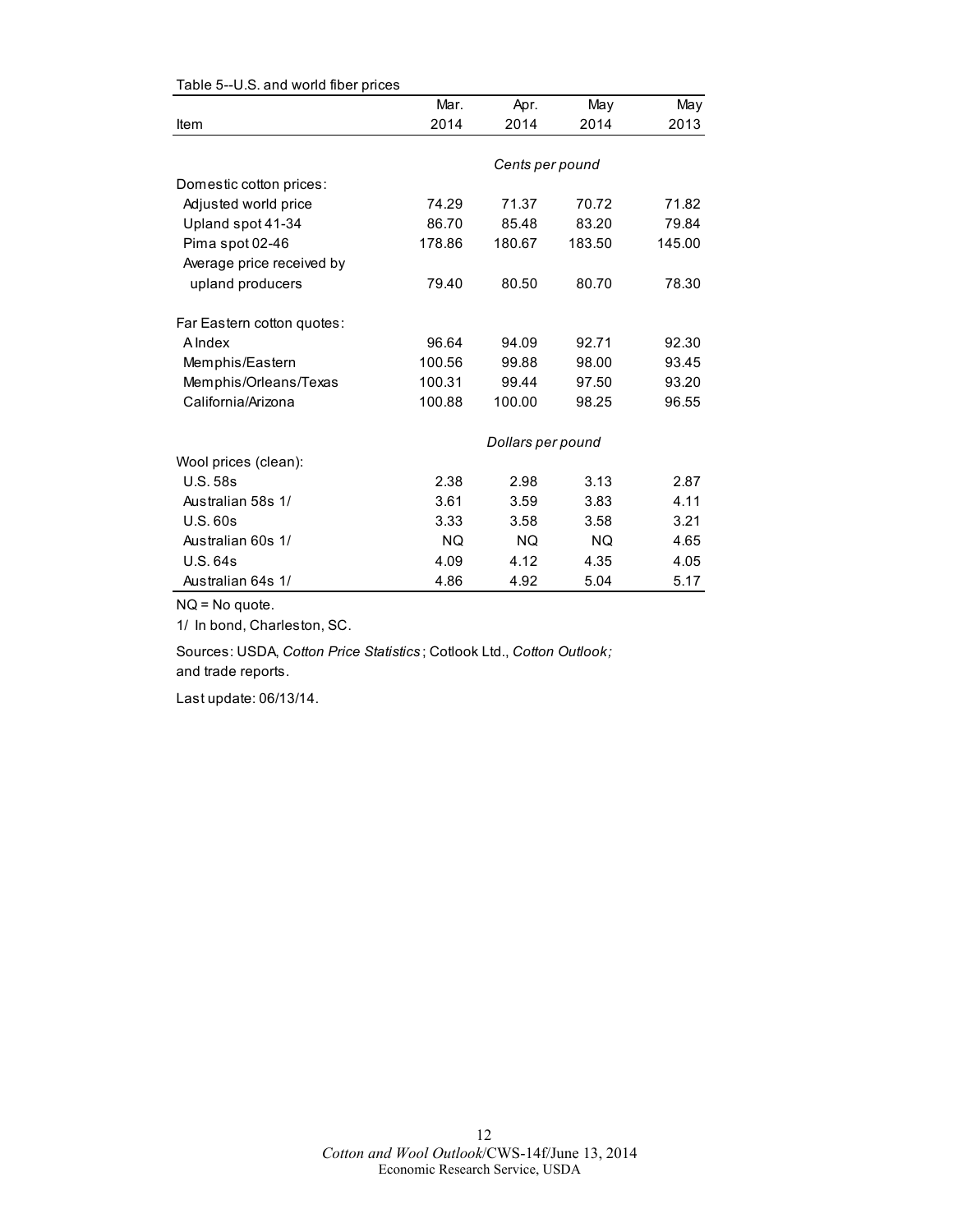Table 5--U.S. and world fiber prices

| Item | Mar. 2014 | Apr. 2014 | May 2014 | May 2013 |
|---|---|---|---|---|
| | *Cents per pound* | | | |
| Domestic cotton prices: | | | | |
| Adjusted world price | 74.29 | 71.37 | 70.72 | 71.82 |
| Upland spot 41-34 | 86.70 | 85.48 | 83.20 | 79.84 |
| Pima spot 02-46 | 178.86 | 180.67 | 183.50 | 145.00 |
| Average price received by upland producers | 79.40 | 80.50 | 80.70 | 78.30 |
| Far Eastern cotton quotes: | | | | |
| A Index | 96.64 | 94.09 | 92.71 | 92.30 |
| Memphis/Eastern | 100.56 | 99.88 | 98.00 | 93.45 |
| Memphis/Orleans/Texas | 100.31 | 99.44 | 97.50 | 93.20 |
| California/Arizona | 100.88 | 100.00 | 98.25 | 96.55 |
| | *Dollars per pound* | | | |
| Wool prices (clean): | | | | |
| U.S. 58s | 2.38 | 2.98 | 3.13 | 2.87 |
| Australian 58s 1/ | 3.61 | 3.59 | 3.83 | 4.11 |
| U.S. 60s | 3.33 | 3.58 | 3.58 | 3.21 |
| Australian 60s 1/ | NQ | NQ | NQ | 4.65 |
| U.S. 64s | 4.09 | 4.12 | 4.35 | 4.05 |
| Australian 64s 1/ | 4.86 | 4.92 | 5.04 | 5.17 |

NQ = No quote.

1/ In bond, Charleston, SC.

Sources: USDA, *Cotton Price Statistics*; Cotlook Ltd., *Cotton Outlook;* and trade reports.

Last update: 06/13/14.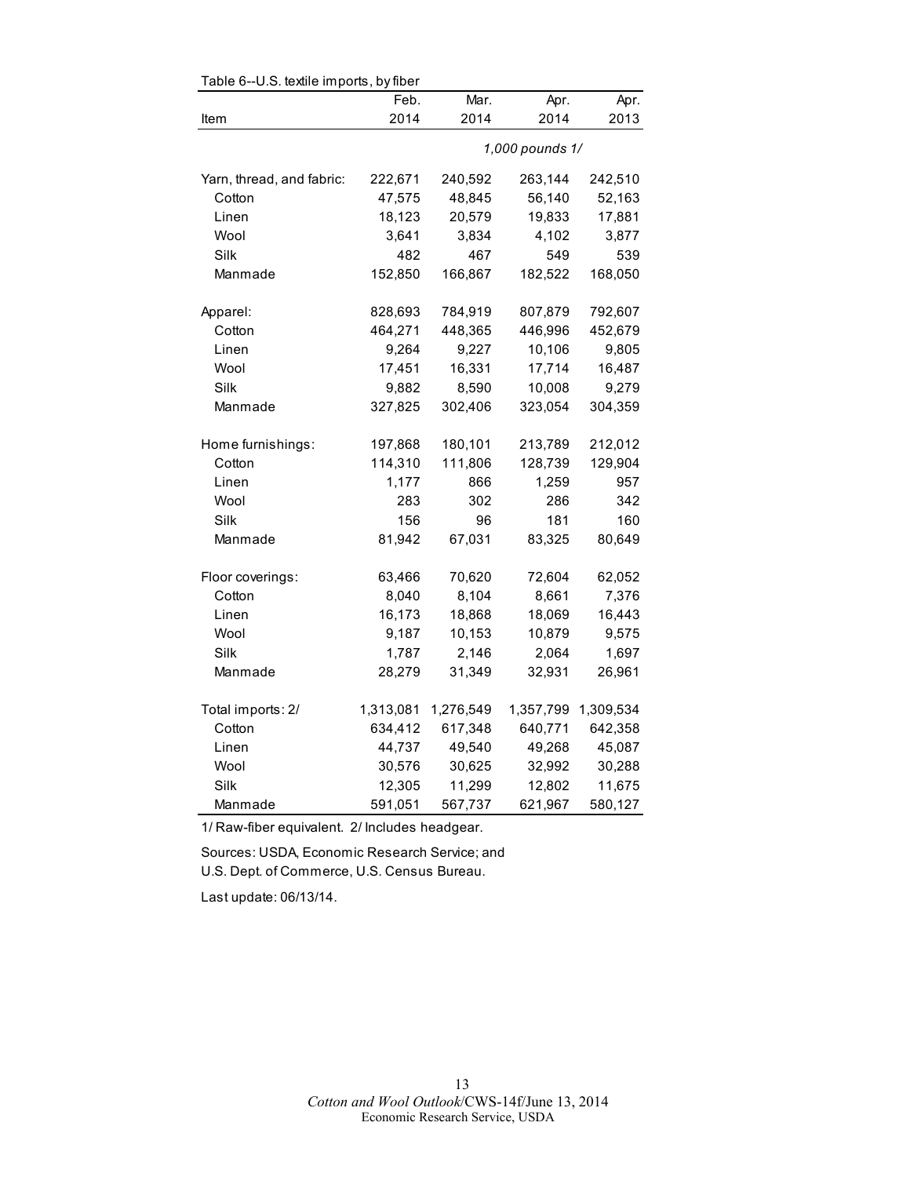Table 6--U.S. textile imports, by fiber

| Item | Feb. 2014 | Mar. 2014 | Apr. 2014 | Apr. 2013 |
|---|---|---|---|---|
| | | | *1,000 pounds 1/* | |
| Yarn, thread, and fabric: | 222,671 | 240,592 | 263,144 | 242,510 |
| Cotton | 47,575 | 48,845 | 56,140 | 52,163 |
| Linen | 18,123 | 20,579 | 19,833 | 17,881 |
| Wool | 3,641 | 3,834 | 4,102 | 3,877 |
| Silk | 482 | 467 | 549 | 539 |
| Manmade | 152,850 | 166,867 | 182,522 | 168,050 |
| Apparel: | 828,693 | 784,919 | 807,879 | 792,607 |
| Cotton | 464,271 | 448,365 | 446,996 | 452,679 |
| Linen | 9,264 | 9,227 | 10,106 | 9,805 |
| Wool | 17,451 | 16,331 | 17,714 | 16,487 |
| Silk | 9,882 | 8,590 | 10,008 | 9,279 |
| Manmade | 327,825 | 302,406 | 323,054 | 304,359 |
| Home furnishings: | 197,868 | 180,101 | 213,789 | 212,012 |
| Cotton | 114,310 | 111,806 | 128,739 | 129,904 |
| Linen | 1,177 | 866 | 1,259 | 957 |
| Wool | 283 | 302 | 286 | 342 |
| Silk | 156 | 96 | 181 | 160 |
| Manmade | 81,942 | 67,031 | 83,325 | 80,649 |
| Floor coverings: | 63,466 | 70,620 | 72,604 | 62,052 |
| Cotton | 8,040 | 8,104 | 8,661 | 7,376 |
| Linen | 16,173 | 18,868 | 18,069 | 16,443 |
| Wool | 9,187 | 10,153 | 10,879 | 9,575 |
| Silk | 1,787 | 2,146 | 2,064 | 1,697 |
| Manmade | 28,279 | 31,349 | 32,931 | 26,961 |
| Total imports: 2/ | 1,313,081 | 1,276,549 | 1,357,799 | 1,309,534 |
| Cotton | 634,412 | 617,348 | 640,771 | 642,358 |
| Linen | 44,737 | 49,540 | 49,268 | 45,087 |
| Wool | 30,576 | 30,625 | 32,992 | 30,288 |
| Silk | 12,305 | 11,299 | 12,802 | 11,675 |
| Manmade | 591,051 | 567,737 | 621,967 | 580,127 |

1/ Raw-fiber equivalent. 2/ Includes headgear.

Sources: USDA, Economic Research Service; and U.S. Dept. of Commerce, U.S. Census Bureau.

Last update: 06/13/14.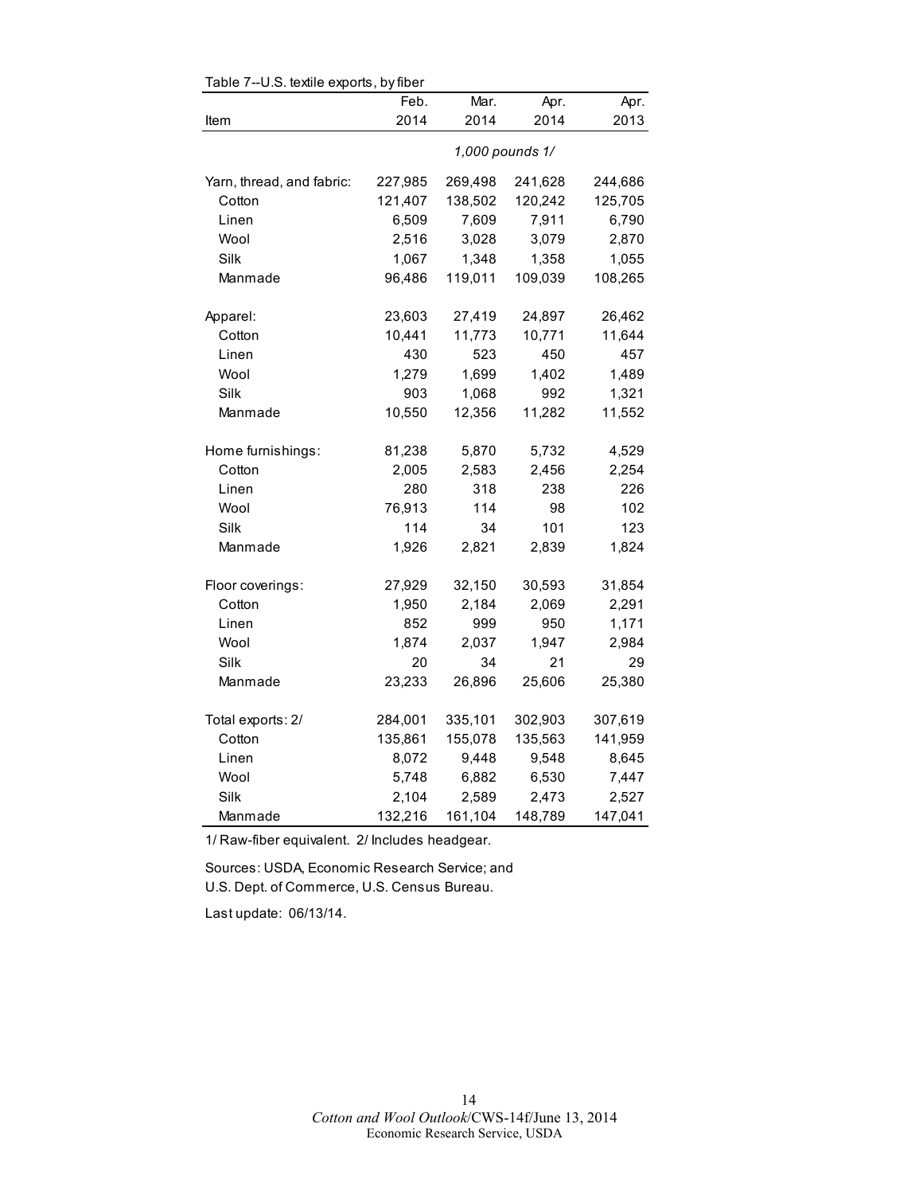Table 7--U.S. textile exports, by fiber

| Item | Feb. 2014 | Mar. 2014 | Apr. 2014 | Apr. 2013 |
|---|---|---|---|---|
| | 1,000 pounds 1/ | | | |
| Yarn, thread, and fabric: | 227,985 | 269,498 | 241,628 | 244,686 |
| Cotton | 121,407 | 138,502 | 120,242 | 125,705 |
| Linen | 6,509 | 7,609 | 7,911 | 6,790 |
| Wool | 2,516 | 3,028 | 3,079 | 2,870 |
| Silk | 1,067 | 1,348 | 1,358 | 1,055 |
| Manmade | 96,486 | 119,011 | 109,039 | 108,265 |
| Apparel: | 23,603 | 27,419 | 24,897 | 26,462 |
| Cotton | 10,441 | 11,773 | 10,771 | 11,644 |
| Linen | 430 | 523 | 450 | 457 |
| Wool | 1,279 | 1,699 | 1,402 | 1,489 |
| Silk | 903 | 1,068 | 992 | 1,321 |
| Manmade | 10,550 | 12,356 | 11,282 | 11,552 |
| Home furnishings: | 81,238 | 5,870 | 5,732 | 4,529 |
| Cotton | 2,005 | 2,583 | 2,456 | 2,254 |
| Linen | 280 | 318 | 238 | 226 |
| Wool | 76,913 | 114 | 98 | 102 |
| Silk | 114 | 34 | 101 | 123 |
| Manmade | 1,926 | 2,821 | 2,839 | 1,824 |
| Floor coverings: | 27,929 | 32,150 | 30,593 | 31,854 |
| Cotton | 1,950 | 2,184 | 2,069 | 2,291 |
| Linen | 852 | 999 | 950 | 1,171 |
| Wool | 1,874 | 2,037 | 1,947 | 2,984 |
| Silk | 20 | 34 | 21 | 29 |
| Manmade | 23,233 | 26,896 | 25,606 | 25,380 |
| Total exports: 2/ | 284,001 | 335,101 | 302,903 | 307,619 |
| Cotton | 135,861 | 155,078 | 135,563 | 141,959 |
| Linen | 8,072 | 9,448 | 9,548 | 8,645 |
| Wool | 5,748 | 6,882 | 6,530 | 7,447 |
| Silk | 2,104 | 2,589 | 2,473 | 2,527 |
| Manmade | 132,216 | 161,104 | 148,789 | 147,041 |

1/ Raw-fiber equivalent. 2/ Includes headgear.

Sources: USDA, Economic Research Service; and U.S. Dept. of Commerce, U.S. Census Bureau.

Last update: 06/13/14.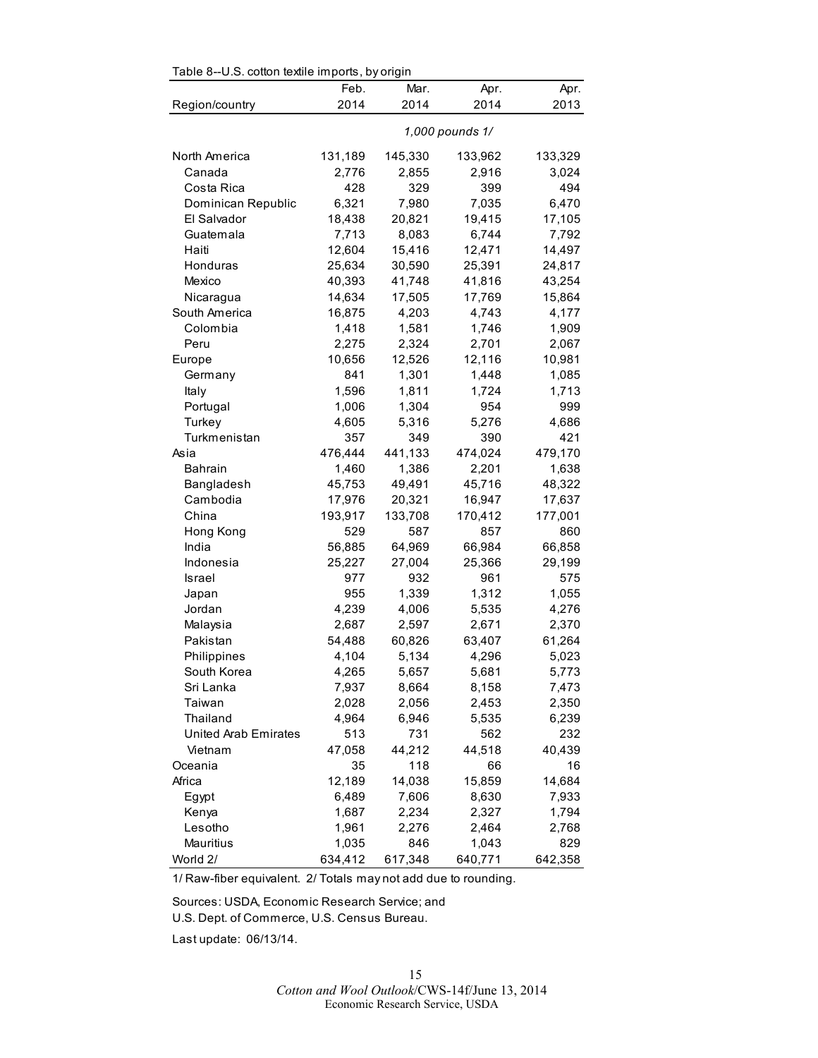Table 8--U.S. cotton textile imports, by origin

| Region/country | Feb. 2014 | Mar. 2014 | Apr. 2014 | Apr. 2013 |
|---|---|---|---|---|
| | | | *1,000 pounds 1/* | |
| North America | 131,189 | 145,330 | 133,962 | 133,329 |
| Canada | 2,776 | 2,855 | 2,916 | 3,024 |
| Costa Rica | 428 | 329 | 399 | 494 |
| Dominican Republic | 6,321 | 7,980 | 7,035 | 6,470 |
| El Salvador | 18,438 | 20,821 | 19,415 | 17,105 |
| Guatemala | 7,713 | 8,083 | 6,744 | 7,792 |
| Haiti | 12,604 | 15,416 | 12,471 | 14,497 |
| Honduras | 25,634 | 30,590 | 25,391 | 24,817 |
| Mexico | 40,393 | 41,748 | 41,816 | 43,254 |
| Nicaragua | 14,634 | 17,505 | 17,769 | 15,864 |
| South America | 16,875 | 4,203 | 4,743 | 4,177 |
| Colombia | 1,418 | 1,581 | 1,746 | 1,909 |
| Peru | 2,275 | 2,324 | 2,701 | 2,067 |
| Europe | 10,656 | 12,526 | 12,116 | 10,981 |
| Germany | 841 | 1,301 | 1,448 | 1,085 |
| Italy | 1,596 | 1,811 | 1,724 | 1,713 |
| Portugal | 1,006 | 1,304 | 954 | 999 |
| Turkey | 4,605 | 5,316 | 5,276 | 4,686 |
| Turkmenistan | 357 | 349 | 390 | 421 |
| Asia | 476,444 | 441,133 | 474,024 | 479,170 |
| Bahrain | 1,460 | 1,386 | 2,201 | 1,638 |
| Bangladesh | 45,753 | 49,491 | 45,716 | 48,322 |
| Cambodia | 17,976 | 20,321 | 16,947 | 17,637 |
| China | 193,917 | 133,708 | 170,412 | 177,001 |
| Hong Kong | 529 | 587 | 857 | 860 |
| India | 56,885 | 64,969 | 66,984 | 66,858 |
| Indonesia | 25,227 | 27,004 | 25,366 | 29,199 |
| Israel | 977 | 932 | 961 | 575 |
| Japan | 955 | 1,339 | 1,312 | 1,055 |
| Jordan | 4,239 | 4,006 | 5,535 | 4,276 |
| Malaysia | 2,687 | 2,597 | 2,671 | 2,370 |
| Pakistan | 54,488 | 60,826 | 63,407 | 61,264 |
| Philippines | 4,104 | 5,134 | 4,296 | 5,023 |
| South Korea | 4,265 | 5,657 | 5,681 | 5,773 |
| Sri Lanka | 7,937 | 8,664 | 8,158 | 7,473 |
| Taiwan | 2,028 | 2,056 | 2,453 | 2,350 |
| Thailand | 4,964 | 6,946 | 5,535 | 6,239 |
| United Arab Emirates | 513 | 731 | 562 | 232 |
| Vietnam | 47,058 | 44,212 | 44,518 | 40,439 |
| Oceania | 35 | 118 | 66 | 16 |
| Africa | 12,189 | 14,038 | 15,859 | 14,684 |
| Egypt | 6,489 | 7,606 | 8,630 | 7,933 |
| Kenya | 1,687 | 2,234 | 2,327 | 1,794 |
| Lesotho | 1,961 | 2,276 | 2,464 | 2,768 |
| Mauritius | 1,035 | 846 | 1,043 | 829 |
| World 2/ | 634,412 | 617,348 | 640,771 | 642,358 |

1/ Raw-fiber equivalent. 2/ Totals may not add due to rounding.

Sources: USDA, Economic Research Service; and
U.S. Dept. of Commerce, U.S. Census Bureau.

Last update: 06/13/14.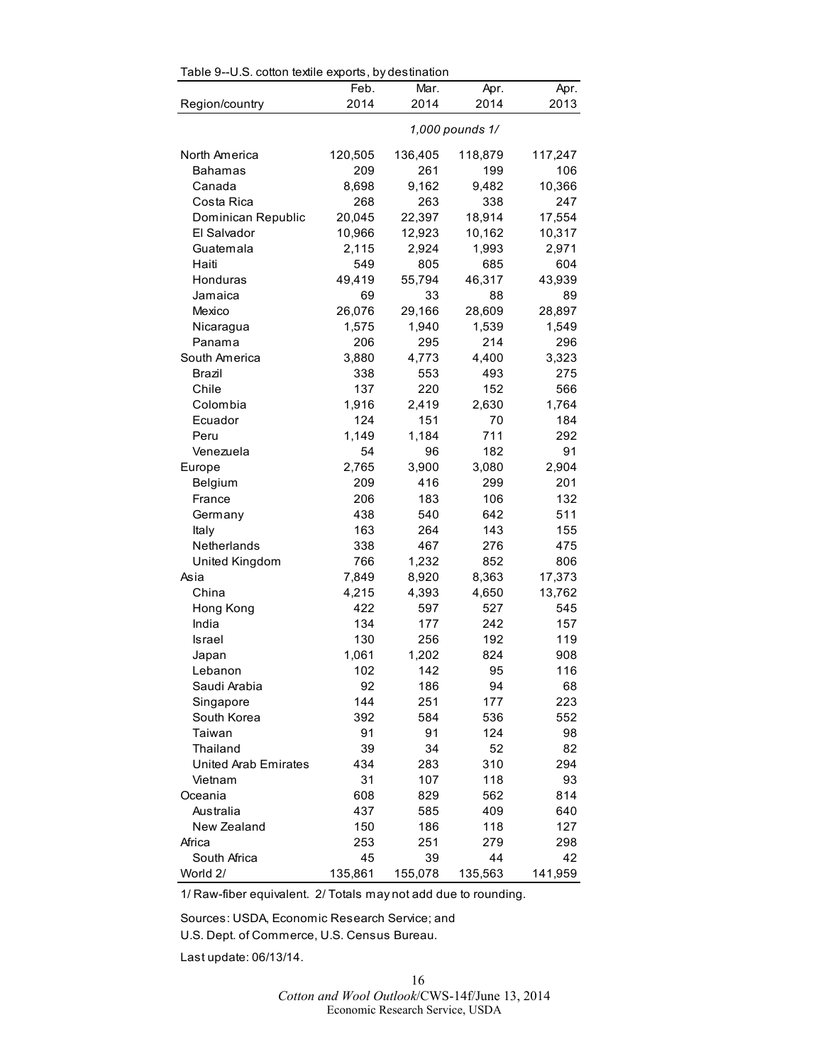Table 9--U.S. cotton textile exports, by destination

| Region/country | Feb. 2014 | Mar. 2014 | Apr. 2014 | Apr. 2013 |
|---|---|---|---|---|
| | 1,000 pounds 1/ | | | |
| North America | 120,505 | 136,405 | 118,879 | 117,247 |
| Bahamas | 209 | 261 | 199 | 106 |
| Canada | 8,698 | 9,162 | 9,482 | 10,366 |
| Costa Rica | 268 | 263 | 338 | 247 |
| Dominican Republic | 20,045 | 22,397 | 18,914 | 17,554 |
| El Salvador | 10,966 | 12,923 | 10,162 | 10,317 |
| Guatemala | 2,115 | 2,924 | 1,993 | 2,971 |
| Haiti | 549 | 805 | 685 | 604 |
| Honduras | 49,419 | 55,794 | 46,317 | 43,939 |
| Jamaica | 69 | 33 | 88 | 89 |
| Mexico | 26,076 | 29,166 | 28,609 | 28,897 |
| Nicaragua | 1,575 | 1,940 | 1,539 | 1,549 |
| Panama | 206 | 295 | 214 | 296 |
| South America | 3,880 | 4,773 | 4,400 | 3,323 |
| Brazil | 338 | 553 | 493 | 275 |
| Chile | 137 | 220 | 152 | 566 |
| Colombia | 1,916 | 2,419 | 2,630 | 1,764 |
| Ecuador | 124 | 151 | 70 | 184 |
| Peru | 1,149 | 1,184 | 711 | 292 |
| Venezuela | 54 | 96 | 182 | 91 |
| Europe | 2,765 | 3,900 | 3,080 | 2,904 |
| Belgium | 209 | 416 | 299 | 201 |
| France | 206 | 183 | 106 | 132 |
| Germany | 438 | 540 | 642 | 511 |
| Italy | 163 | 264 | 143 | 155 |
| Netherlands | 338 | 467 | 276 | 475 |
| United Kingdom | 766 | 1,232 | 852 | 806 |
| Asia | 7,849 | 8,920 | 8,363 | 17,373 |
| China | 4,215 | 4,393 | 4,650 | 13,762 |
| Hong Kong | 422 | 597 | 527 | 545 |
| India | 134 | 177 | 242 | 157 |
| Israel | 130 | 256 | 192 | 119 |
| Japan | 1,061 | 1,202 | 824 | 908 |
| Lebanon | 102 | 142 | 95 | 116 |
| Saudi Arabia | 92 | 186 | 94 | 68 |
| Singapore | 144 | 251 | 177 | 223 |
| South Korea | 392 | 584 | 536 | 552 |
| Taiwan | 91 | 91 | 124 | 98 |
| Thailand | 39 | 34 | 52 | 82 |
| United Arab Emirates | 434 | 283 | 310 | 294 |
| Vietnam | 31 | 107 | 118 | 93 |
| Oceania | 608 | 829 | 562 | 814 |
| Australia | 437 | 585 | 409 | 640 |
| New Zealand | 150 | 186 | 118 | 127 |
| Africa | 253 | 251 | 279 | 298 |
| South Africa | 45 | 39 | 44 | 42 |
| World 2/ | 135,861 | 155,078 | 135,563 | 141,959 |

1/ Raw-fiber equivalent. 2/ Totals may not add due to rounding.

Sources: USDA, Economic Research Service; and U.S. Dept. of Commerce, U.S. Census Bureau.

Last update: 06/13/14.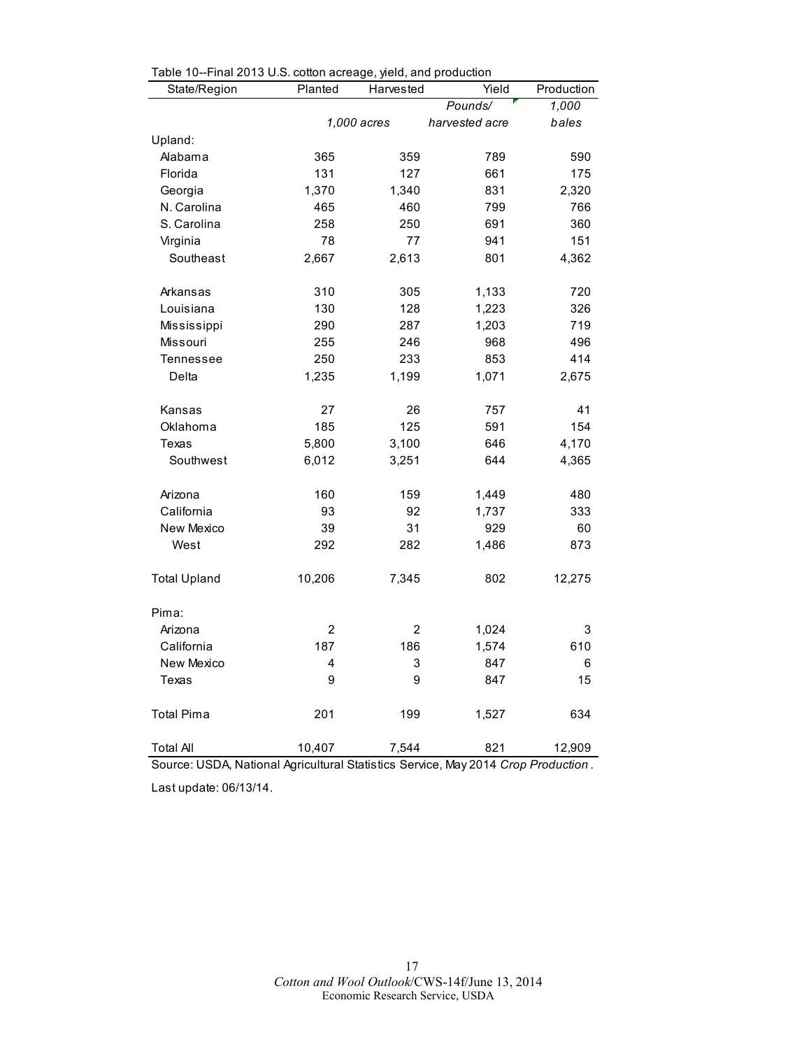Table 10--Final 2013 U.S. cotton acreage, yield, and production

| State/Region | Planted | Harvested | Yield | Production |
|---|---|---|---|---|
| | | | *Pounds/* | *1,000* |
| | *1,000 acres* | | *harvested acre* | *bales* |
| Upland: | | | | |
| Alabama | 365 | 359 | 789 | 590 |
| Florida | 131 | 127 | 661 | 175 |
| Georgia | 1,370 | 1,340 | 831 | 2,320 |
| N. Carolina | 465 | 460 | 799 | 766 |
| S. Carolina | 258 | 250 | 691 | 360 |
| Virginia | 78 | 77 | 941 | 151 |
| Southeast | 2,667 | 2,613 | 801 | 4,362 |
| | | | | |
| Arkansas | 310 | 305 | 1,133 | 720 |
| Louisiana | 130 | 128 | 1,223 | 326 |
| Mississippi | 290 | 287 | 1,203 | 719 |
| Missouri | 255 | 246 | 968 | 496 |
| Tennessee | 250 | 233 | 853 | 414 |
| Delta | 1,235 | 1,199 | 1,071 | 2,675 |
| | | | | |
| Kansas | 27 | 26 | 757 | 41 |
| Oklahoma | 185 | 125 | 591 | 154 |
| Texas | 5,800 | 3,100 | 646 | 4,170 |
| Southwest | 6,012 | 3,251 | 644 | 4,365 |
| | | | | |
| Arizona | 160 | 159 | 1,449 | 480 |
| California | 93 | 92 | 1,737 | 333 |
| New Mexico | 39 | 31 | 929 | 60 |
| West | 292 | 282 | 1,486 | 873 |
| | | | | |
| Total Upland | 10,206 | 7,345 | 802 | 12,275 |
| | | | | |
| Pima: | | | | |
| Arizona | 2 | 2 | 1,024 | 3 |
| California | 187 | 186 | 1,574 | 610 |
| New Mexico | 4 | 3 | 847 | 6 |
| Texas | 9 | 9 | 847 | 15 |
| | | | | |
| Total Pima | 201 | 199 | 1,527 | 634 |
| | | | | |
| Total All | 10,407 | 7,544 | 821 | 12,909 |

Source: USDA, National Agricultural Statistics Service, May 2014 *Crop Production*.

Last update: 06/13/14.